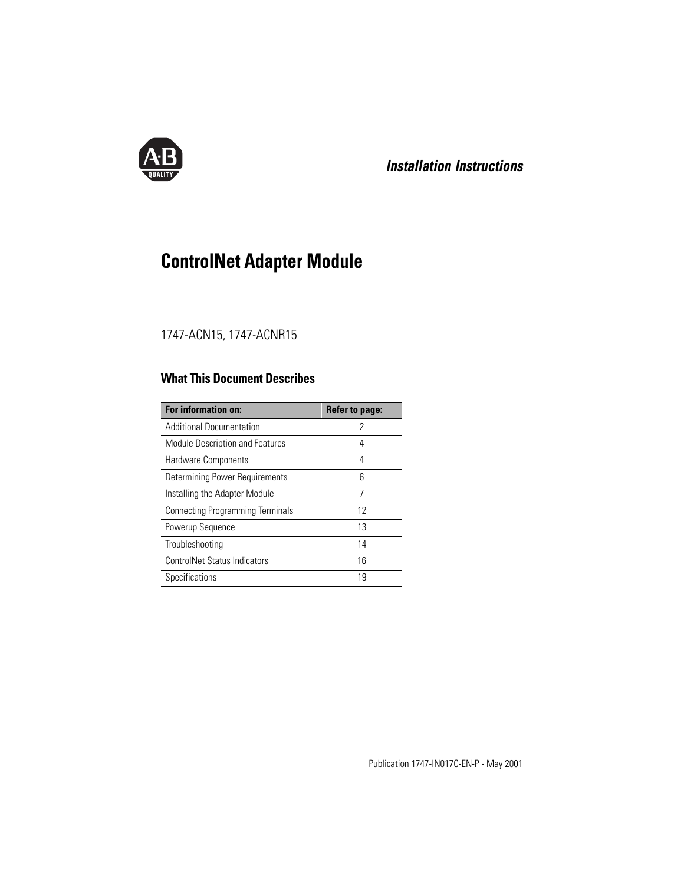*Installation Instructions*

# ControlNet Adapter Module

1747-ACN15, 1747-ACNR15

## What This Document Describes

| For information on: | Refer to page: |
|---|---|
| Additional Documentation | 2 |
| Module Description and Features | 4 |
| Hardware Components | 4 |
| Determining Power Requirements | 6 |
| Installing the Adapter Module | 7 |
| Connecting Programming Terminals | 12 |
| Powerup Sequence | 13 |
| Troubleshooting | 14 |
| ControlNet Status Indicators | 16 |
| Specifications | 19 |

Publication 1747-IN017C-EN-P - May 2001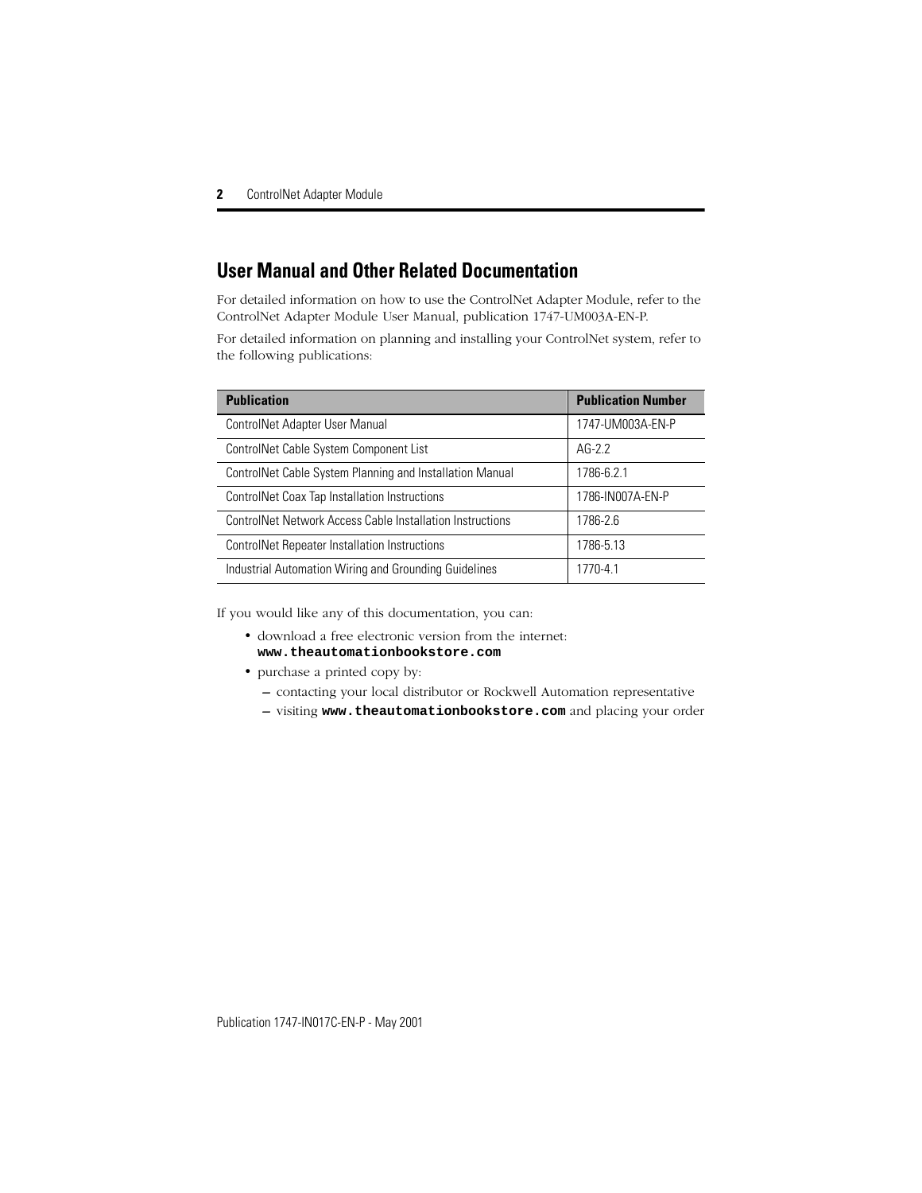## User Manual and Other Related Documentation

For detailed information on how to use the ControlNet Adapter Module, refer to the ControlNet Adapter Module User Manual, publication 1747-UM003A-EN-P.

For detailed information on planning and installing your ControlNet system, refer to the following publications:

| Publication | Publication Number |
|---|---|
| ControlNet Adapter User Manual | 1747-UM003A-EN-P |
| ControlNet Cable System Component List | AG-2.2 |
| ControlNet Cable System Planning and Installation Manual | 1786-6.2.1 |
| ControlNet Coax Tap Installation Instructions | 1786-IN007A-EN-P |
| ControlNet Network Access Cable Installation Instructions | 1786-2.6 |
| ControlNet Repeater Installation Instructions | 1786-5.13 |
| Industrial Automation Wiring and Grounding Guidelines | 1770-4.1 |

If you would like any of this documentation, you can:

- download a free electronic version from the internet: **www.theautomationbookstore.com**
- purchase a printed copy by:
  - contacting your local distributor or Rockwell Automation representative
  - visiting **www.theautomationbookstore.com** and placing your order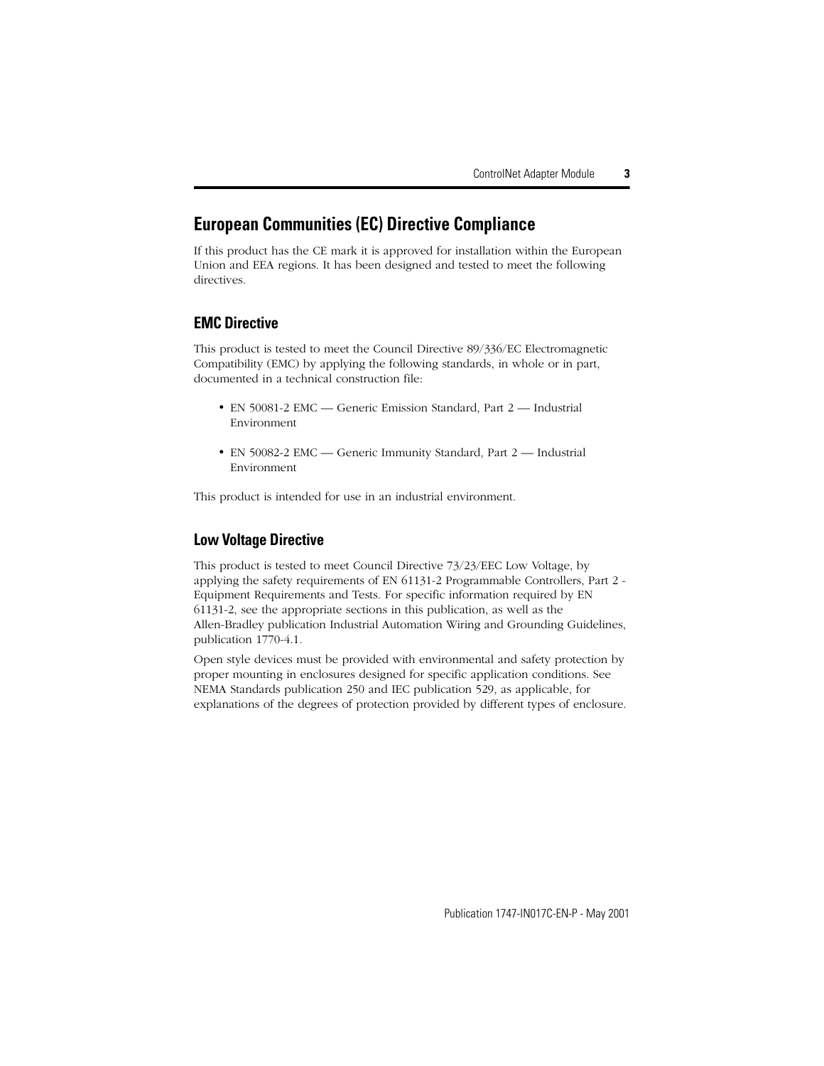## European Communities (EC) Directive Compliance

If this product has the CE mark it is approved for installation within the European Union and EEA regions. It has been designed and tested to meet the following directives.

### EMC Directive

This product is tested to meet the Council Directive 89/336/EC Electromagnetic Compatibility (EMC) by applying the following standards, in whole or in part, documented in a technical construction file:

- EN 50081-2 EMC — Generic Emission Standard, Part 2 — Industrial Environment
- EN 50082-2 EMC — Generic Immunity Standard, Part 2 — Industrial Environment

This product is intended for use in an industrial environment.

### Low Voltage Directive

This product is tested to meet Council Directive 73/23/EEC Low Voltage, by applying the safety requirements of EN 61131-2 Programmable Controllers, Part 2 - Equipment Requirements and Tests. For specific information required by EN 61131-2, see the appropriate sections in this publication, as well as the Allen-Bradley publication Industrial Automation Wiring and Grounding Guidelines, publication 1770-4.1.

Open style devices must be provided with environmental and safety protection by proper mounting in enclosures designed for specific application conditions. See NEMA Standards publication 250 and IEC publication 529, as applicable, for explanations of the degrees of protection provided by different types of enclosure.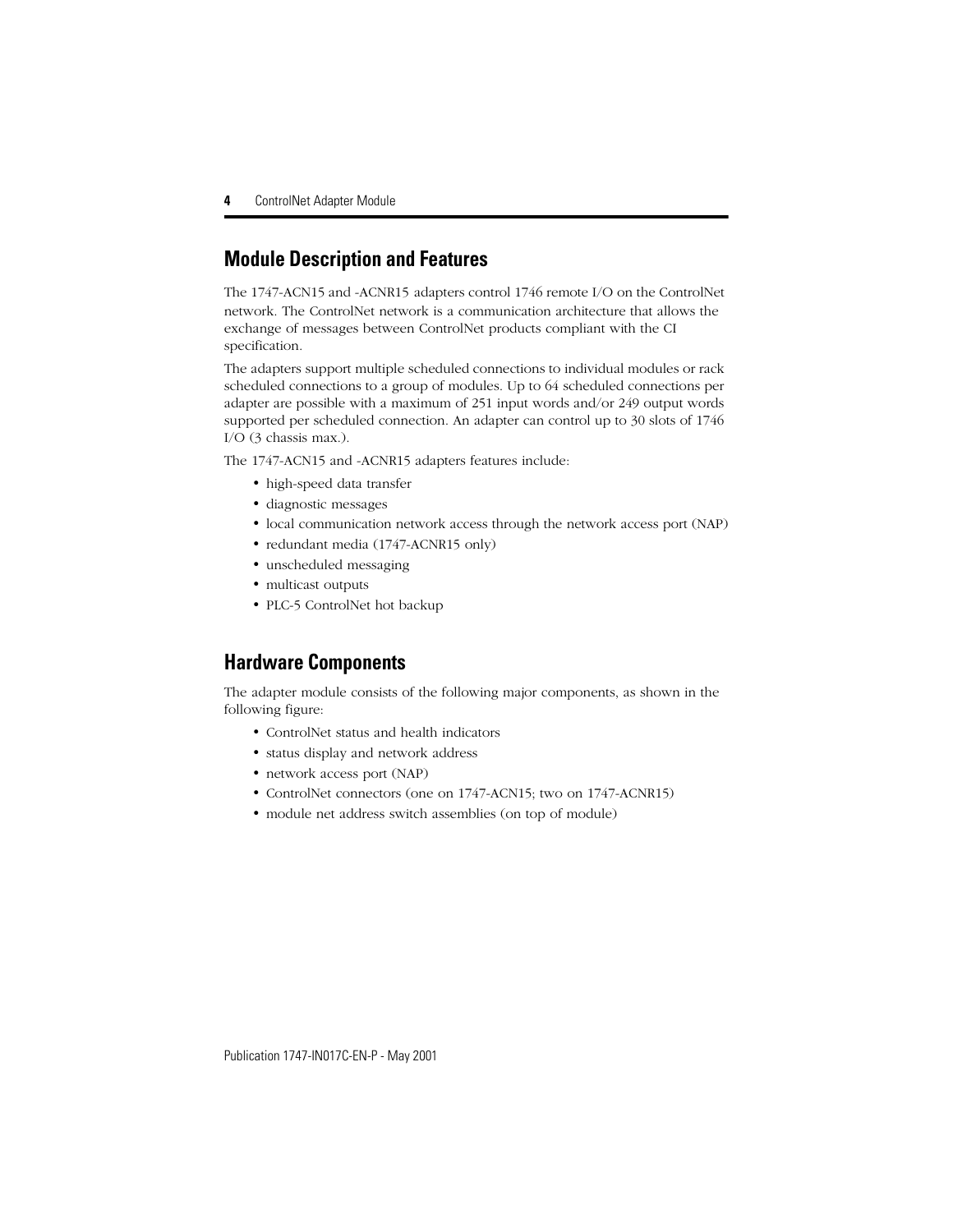## Module Description and Features

The 1747-ACN15 and -ACNR15 adapters control 1746 remote I/O on the ControlNet network. The ControlNet network is a communication architecture that allows the exchange of messages between ControlNet products compliant with the CI specification.

The adapters support multiple scheduled connections to individual modules or rack scheduled connections to a group of modules. Up to 64 scheduled connections per adapter are possible with a maximum of 251 input words and/or 249 output words supported per scheduled connection. An adapter can control up to 30 slots of 1746 I/O (3 chassis max.).

The 1747-ACN15 and -ACNR15 adapters features include:

- high-speed data transfer
- diagnostic messages
- local communication network access through the network access port (NAP)
- redundant media (1747-ACNR15 only)
- unscheduled messaging
- multicast outputs
- PLC-5 ControlNet hot backup

## Hardware Components

The adapter module consists of the following major components, as shown in the following figure:

- ControlNet status and health indicators
- status display and network address
- network access port (NAP)
- ControlNet connectors (one on 1747-ACN15; two on 1747-ACNR15)
- module net address switch assemblies (on top of module)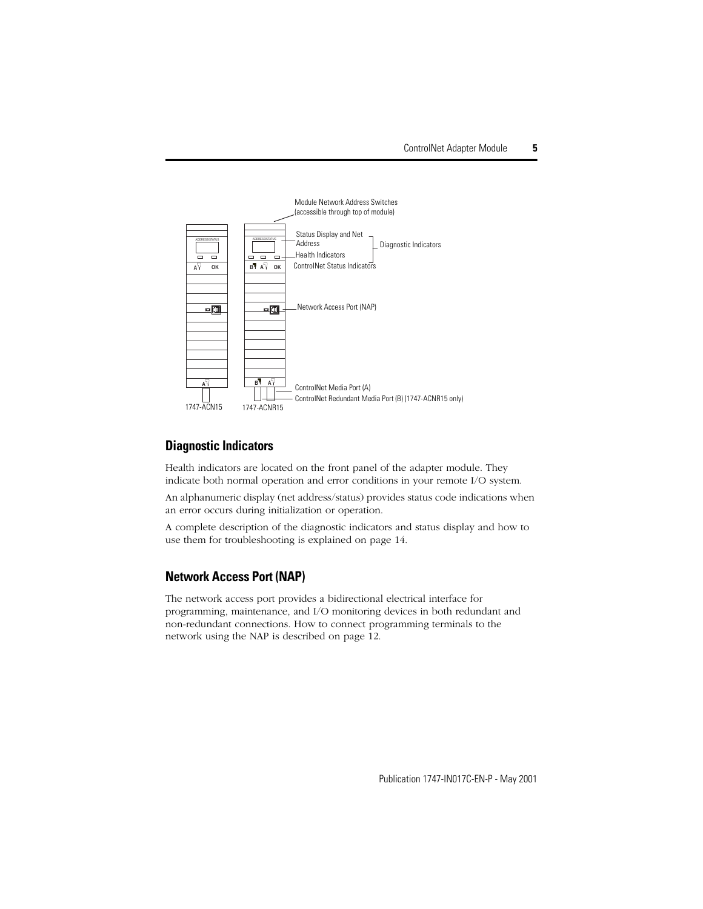Module Network Address Switches (accessible through top of module)

Status Display and Net Address

Health Indicators

ControlNet Status Indicators

Diagnostic Indicators

Network Access Port (NAP)

ControlNet Media Port (A)

ControlNet Redundant Media Port (B) (1747-ACNR15 only)

1747-ACN15

1747-ACNR15

## Diagnostic Indicators

Health indicators are located on the front panel of the adapter module. They indicate both normal operation and error conditions in your remote I/O system.

An alphanumeric display (net address/status) provides status code indications when an error occurs during initialization or operation.

A complete description of the diagnostic indicators and status display and how to use them for troubleshooting is explained on page 14.

## Network Access Port (NAP)

The network access port provides a bidirectional electrical interface for programming, maintenance, and I/O monitoring devices in both redundant and non-redundant connections. How to connect programming terminals to the network using the NAP is described on page 12.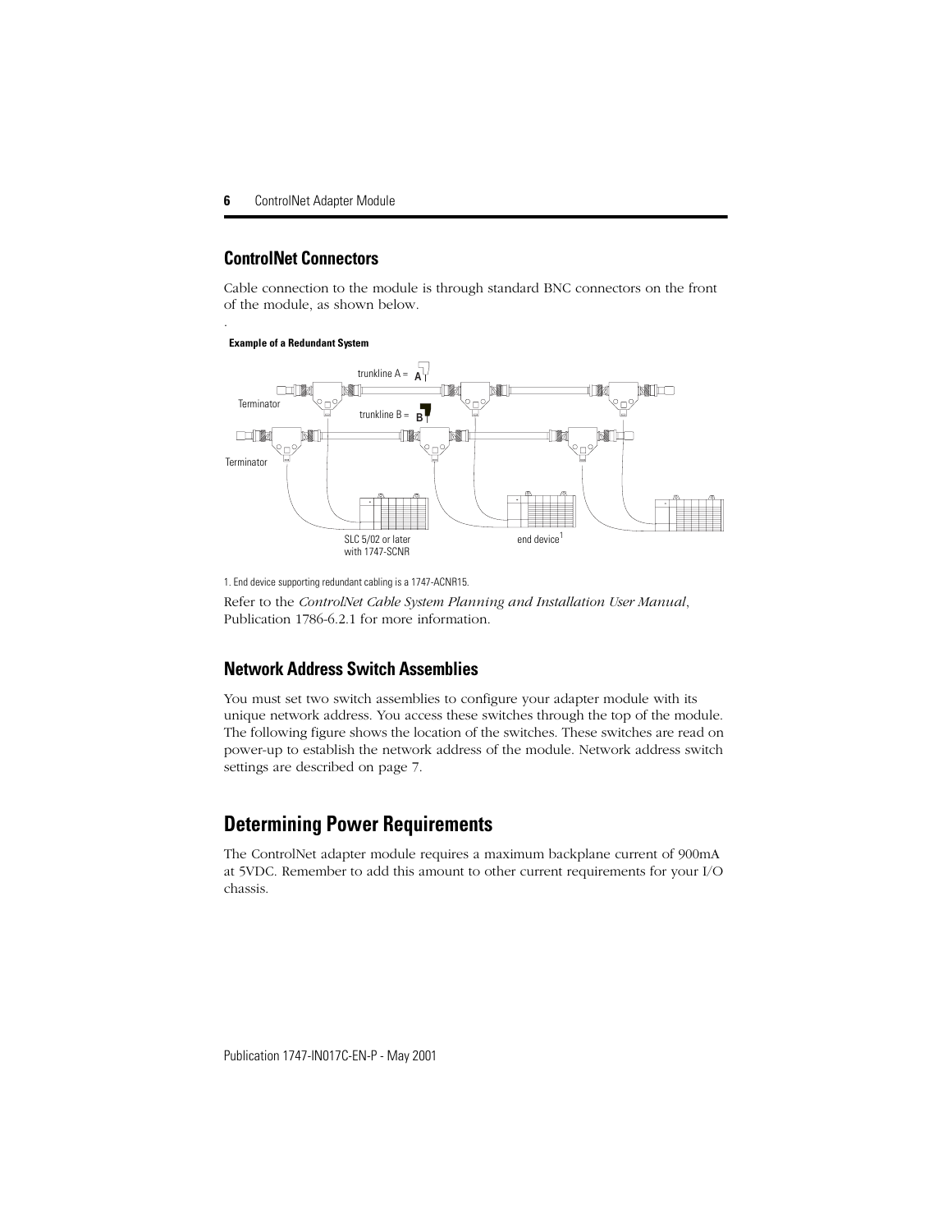## ControlNet Connectors

Cable connection to the module is through standard BNC connectors on the front of the module, as shown below.

.

**Example of a Redundant System**

trunkline A = A

Terminator

trunkline B = B

Terminator

SLC 5/02 or later with 1747-SCNR

end device[1]

1. End device supporting redundant cabling is a 1747-ACNR15.

Refer to the *ControlNet Cable System Planning and Installation User Manual*, Publication 1786-6.2.1 for more information.

## Network Address Switch Assemblies

You must set two switch assemblies to configure your adapter module with its unique network address. You access these switches through the top of the module. The following figure shows the location of the switches. These switches are read on power-up to establish the network address of the module. Network address switch settings are described on page 7.

# Determining Power Requirements

The ControlNet adapter module requires a maximum backplane current of 900mA at 5VDC. Remember to add this amount to other current requirements for your I/O chassis.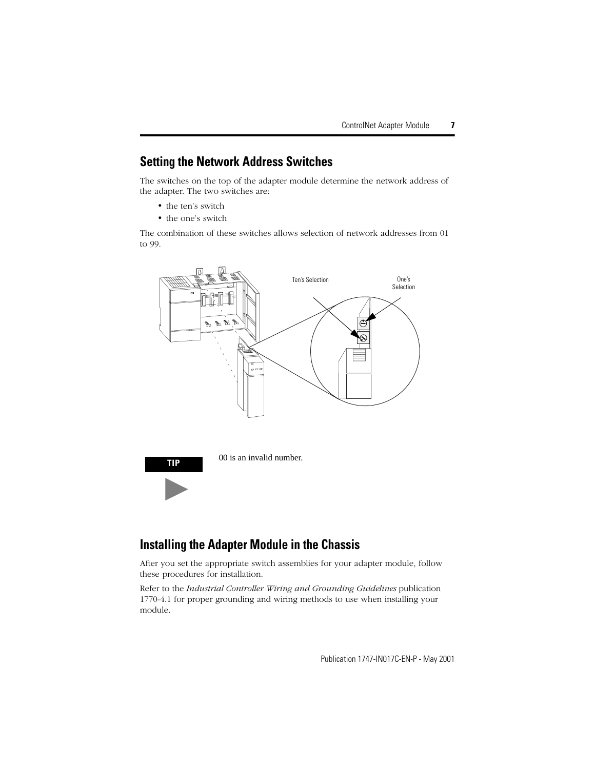## Setting the Network Address Switches

The switches on the top of the adapter module determine the network address of the adapter. The two switches are:

- the ten's switch
- the one's switch

The combination of these switches allows selection of network addresses from 01 to 99.

Ten's Selection

One's Selection

**TIP**

00 is an invalid number.

## Installing the Adapter Module in the Chassis

After you set the appropriate switch assemblies for your adapter module, follow these procedures for installation.

Refer to the *Industrial Controller Wiring and Grounding Guidelines* publication 1770-4.1 for proper grounding and wiring methods to use when installing your module.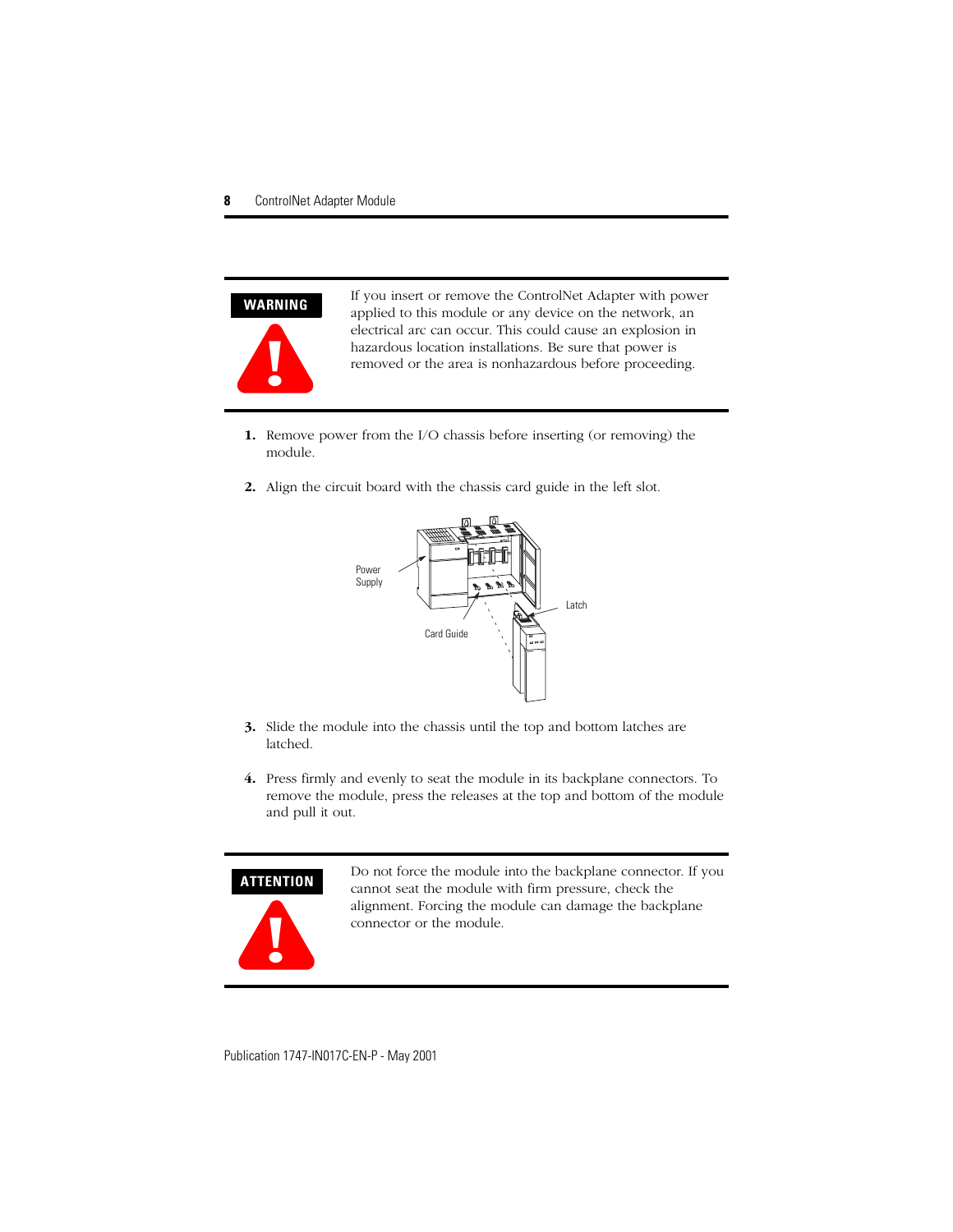**WARNING**

If you insert or remove the ControlNet Adapter with power applied to this module or any device on the network, an electrical arc can occur. This could cause an explosion in hazardous location installations. Be sure that power is removed or the area is nonhazardous before proceeding.

1. Remove power from the I/O chassis before inserting (or removing) the module.

2. Align the circuit board with the chassis card guide in the left slot.

Power Supply

Latch

Card Guide

3. Slide the module into the chassis until the top and bottom latches are latched.

4. Press firmly and evenly to seat the module in its backplane connectors. To remove the module, press the releases at the top and bottom of the module and pull it out.

**ATTENTION**

Do not force the module into the backplane connector. If you cannot seat the module with firm pressure, check the alignment. Forcing the module can damage the backplane connector or the module.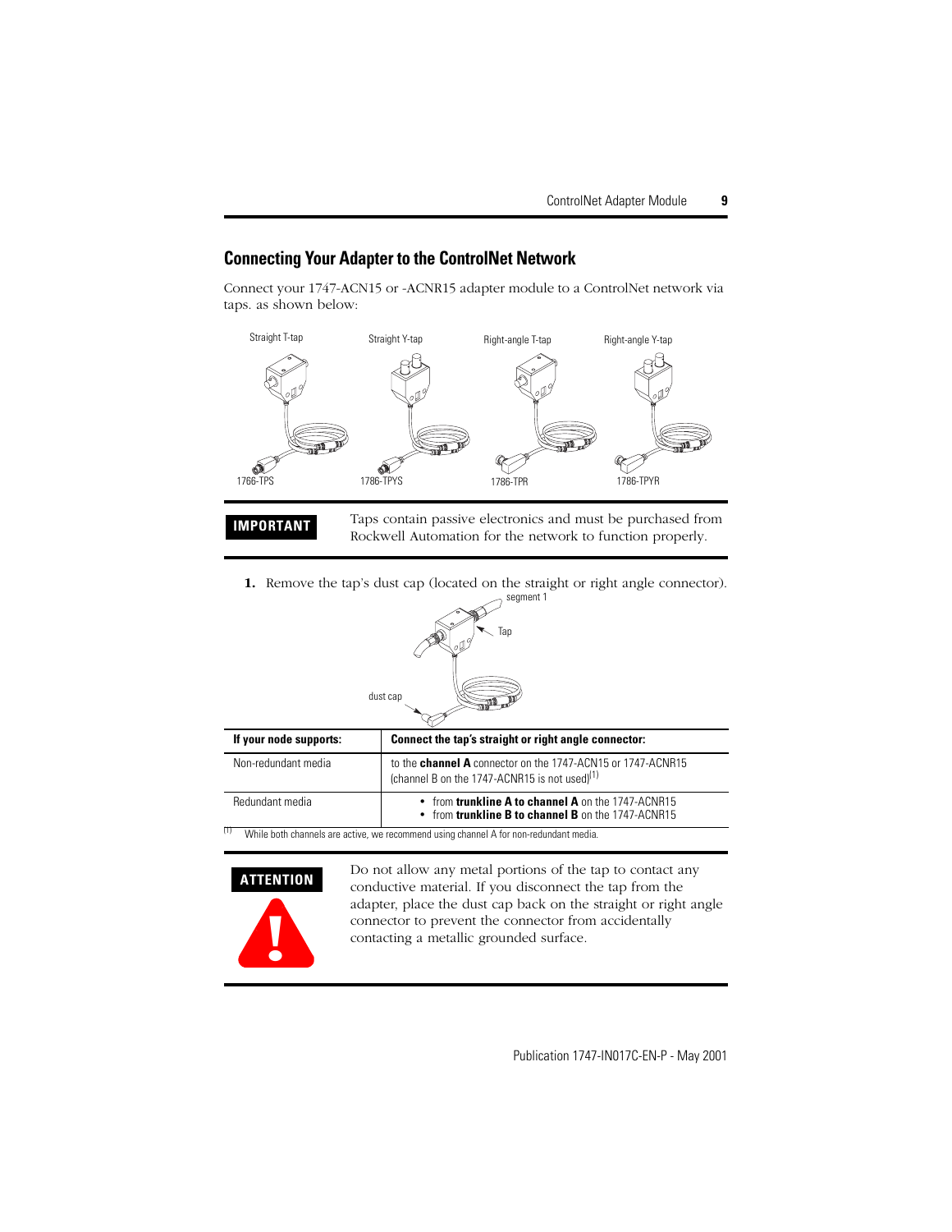## Connecting Your Adapter to the ControlNet Network

Connect your 1747-ACN15 or -ACNR15 adapter module to a ControlNet network via taps. as shown below:

Straight T-tap — 1766-TPS

Straight Y-tap — 1786-TPYS

Right-angle T-tap — 1786-TPR

Right-angle Y-tap — 1786-TPYR

**IMPORTANT** Taps contain passive electronics and must be purchased from Rockwell Automation for the network to function properly.

**1.** Remove the tap's dust cap (located on the straight or right angle connector).

segment 1

Tap

dust cap

| If your node supports: | Connect the tap's straight or right angle connector: |
|---|---|
| Non-redundant media | to the **channel A** connector on the 1747-ACN15 or 1747-ACNR15 (channel B on the 1747-ACNR15 is not used)[1] |
| Redundant media | • from **trunkline A to channel A** on the 1747-ACNR15<br>• from **trunkline B to channel B** on the 1747-ACNR15 |

[1] While both channels are active, we recommend using channel A for non-redundant media.

**ATTENTION** Do not allow any metal portions of the tap to contact any conductive material. If you disconnect the tap from the adapter, place the dust cap back on the straight or right angle connector to prevent the connector from accidentally contacting a metallic grounded surface.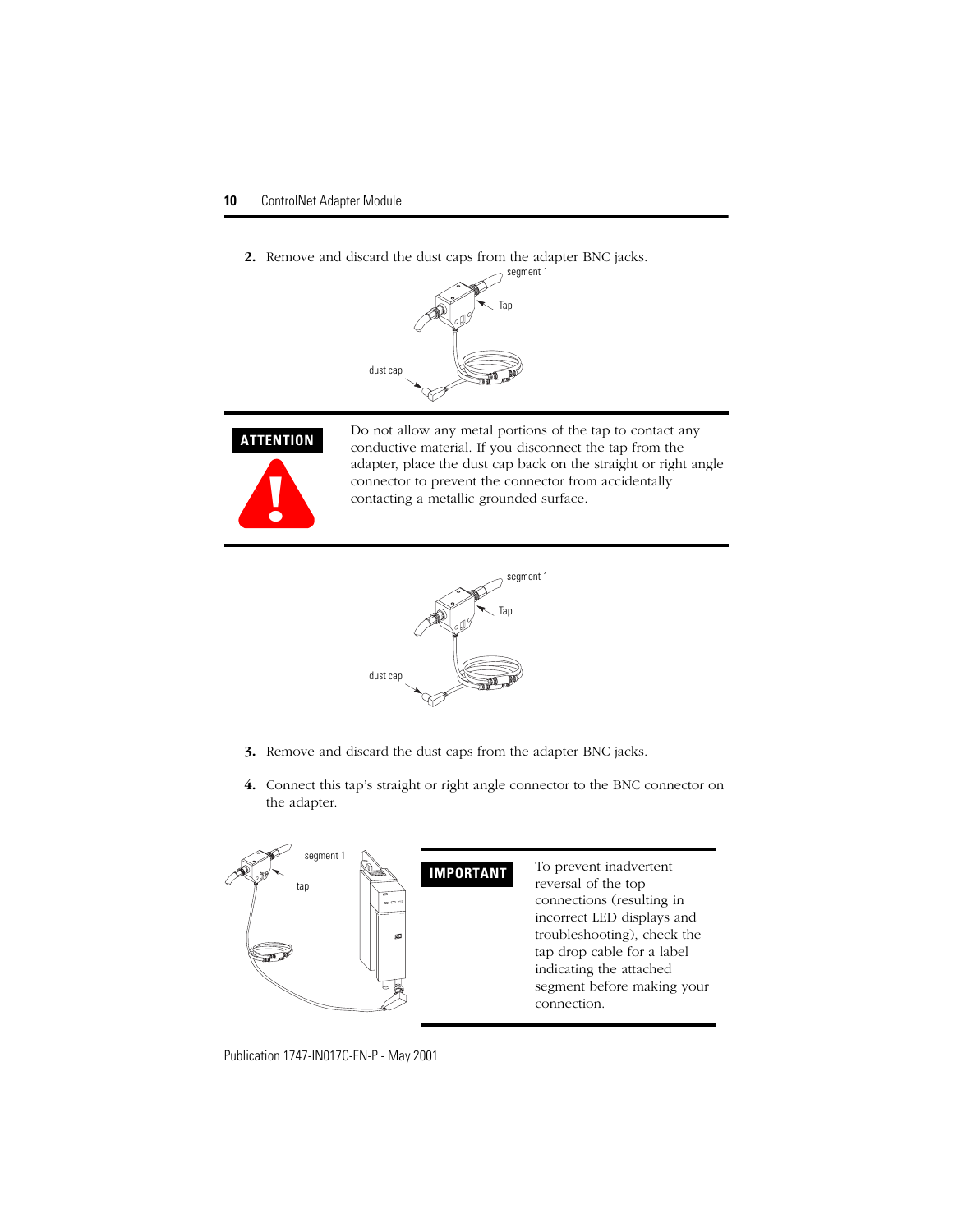2. Remove and discard the dust caps from the adapter BNC jacks.

segment 1

Tap

dust cap

**ATTENTION**

Do not allow any metal portions of the tap to contact any conductive material. If you disconnect the tap from the adapter, place the dust cap back on the straight or right angle connector to prevent the connector from accidentally contacting a metallic grounded surface.

segment 1

Tap

dust cap

3. Remove and discard the dust caps from the adapter BNC jacks.

4. Connect this tap's straight or right angle connector to the BNC connector on the adapter.

segment 1

tap

**IMPORTANT**

To prevent inadvertent reversal of the top connections (resulting in incorrect LED displays and troubleshooting), check the tap drop cable for a label indicating the attached segment before making your connection.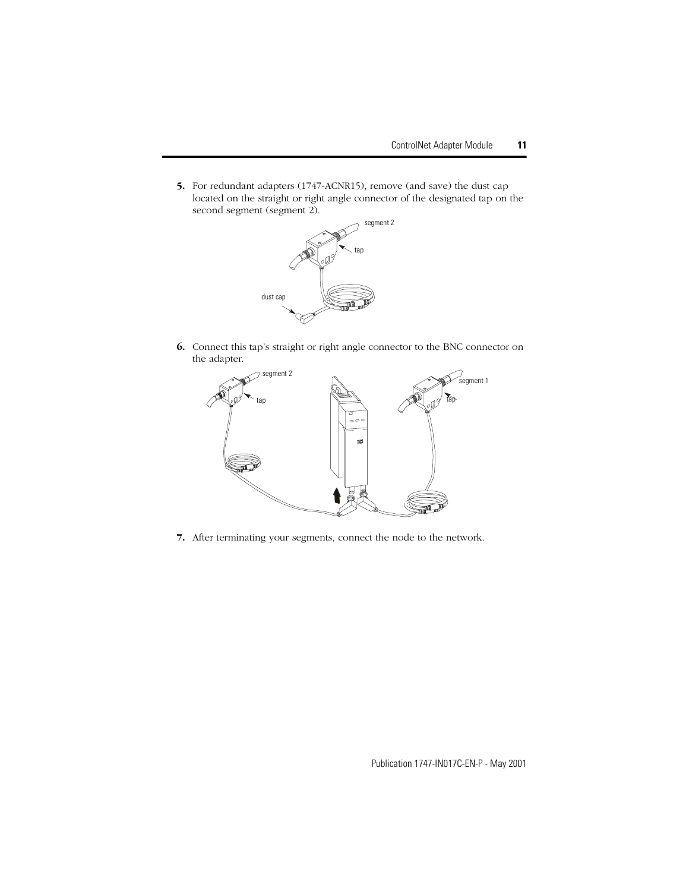5. For redundant adapters (1747-ACNR15), remove (and save) the dust cap located on the straight or right angle connector of the designated tap on the second segment (segment 2).

6. Connect this tap's straight or right angle connector to the BNC connector on the adapter.

7. After terminating your segments, connect the node to the network.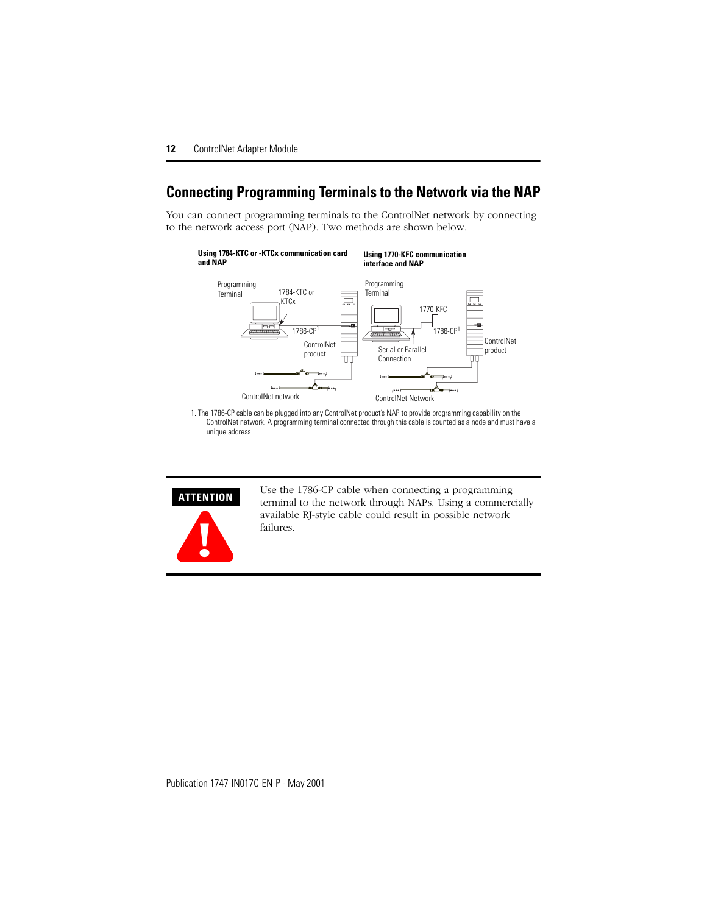## Connecting Programming Terminals to the Network via the NAP

You can connect programming terminals to the ControlNet network by connecting to the network access port (NAP). Two methods are shown below.

**Using 1784-KTC or -KTCx communication card and NAP**

Programming Terminal

1784-KTC or -KTCx

1786-CP[1]

ControlNet product

ControlNet network

**Using 1770-KFC communication interface and NAP**

Programming Terminal

1770-KFC

1786-CP[1]

Serial or Parallel Connection

ControlNet product

ControlNet Network

1. The 1786-CP cable can be plugged into any ControlNet product's NAP to provide programming capability on the ControlNet network. A programming terminal connected through this cable is counted as a node and must have a unique address.

**ATTENTION**

Use the 1786-CP cable when connecting a programming terminal to the network through NAPs. Using a commercially available RJ-style cable could result in possible network failures.

Publication 1747-IN017C-EN-P - May 2001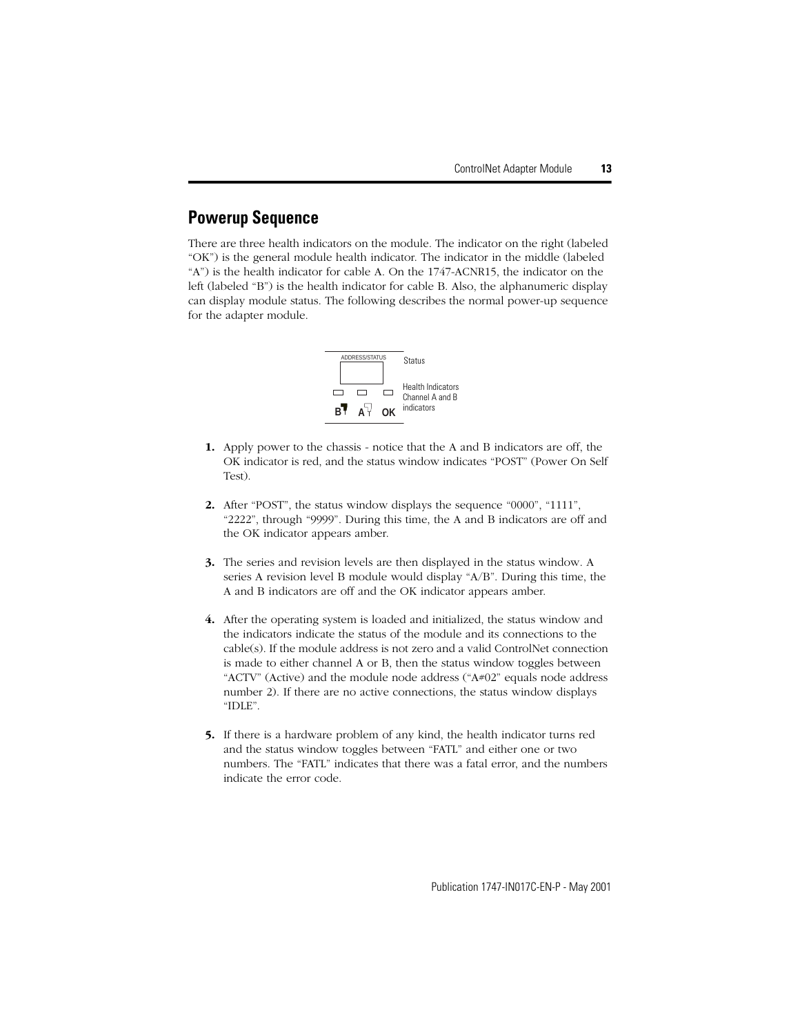## Powerup Sequence

There are three health indicators on the module. The indicator on the right (labeled "OK") is the general module health indicator. The indicator in the middle (labeled "A") is the health indicator for cable A. On the 1747-ACNR15, the indicator on the left (labeled "B") is the health indicator for cable B. Also, the alphanumeric display can display module status. The following describes the normal power-up sequence for the adapter module.

ADDRESS/STATUS — Status

B A OK — Health Indicators Channel A and B indicators

1. Apply power to the chassis - notice that the A and B indicators are off, the OK indicator is red, and the status window indicates "POST" (Power On Self Test).

2. After "POST", the status window displays the sequence "0000", "1111", "2222", through "9999". During this time, the A and B indicators are off and the OK indicator appears amber.

3. The series and revision levels are then displayed in the status window. A series A revision level B module would display "A/B". During this time, the A and B indicators are off and the OK indicator appears amber.

4. After the operating system is loaded and initialized, the status window and the indicators indicate the status of the module and its connections to the cable(s). If the module address is not zero and a valid ControlNet connection is made to either channel A or B, then the status window toggles between "ACTV" (Active) and the module node address ("A#02" equals node address number 2). If there are no active connections, the status window displays "IDLE".

5. If there is a hardware problem of any kind, the health indicator turns red and the status window toggles between "FATL" and either one or two numbers. The "FATL" indicates that there was a fatal error, and the numbers indicate the error code.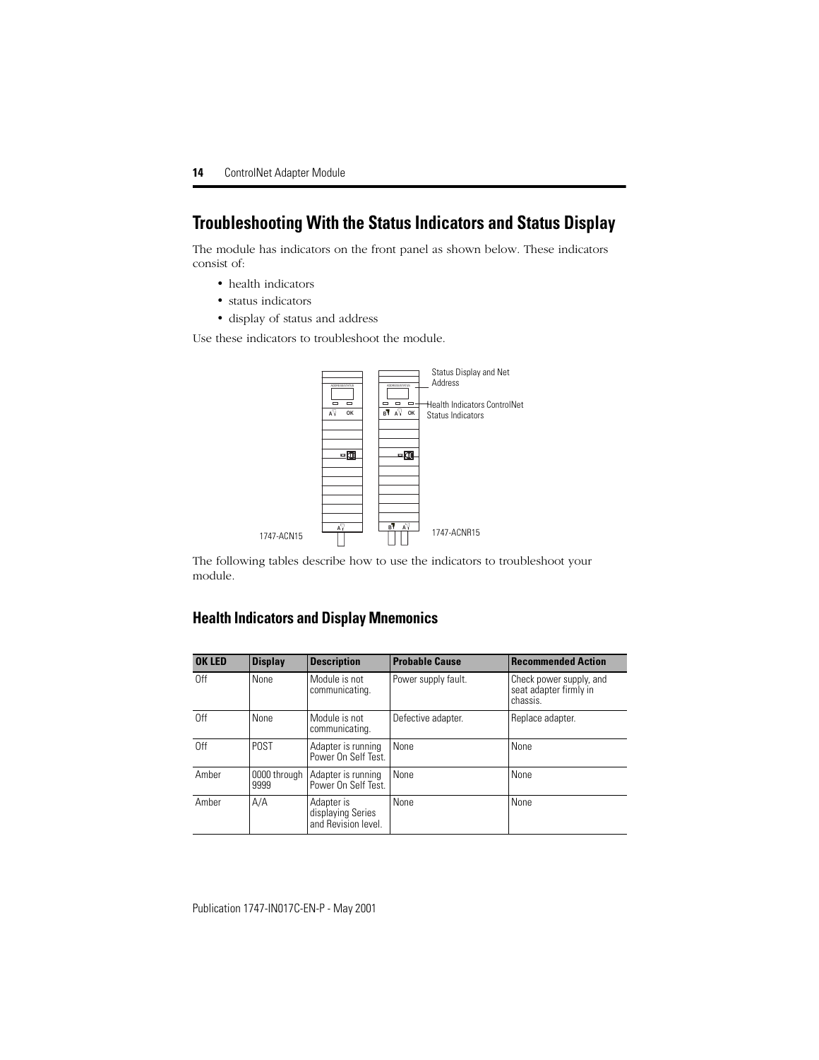# Troubleshooting With the Status Indicators and Status Display

The module has indicators on the front panel as shown below. These indicators consist of:

- health indicators
- status indicators
- display of status and address

Use these indicators to troubleshoot the module.

Status Display and Net Address

Health Indicators ControlNet Status Indicators

1747-ACN15

1747-ACNR15

The following tables describe how to use the indicators to troubleshoot your module.

## Health Indicators and Display Mnemonics

| OK LED | Display | Description | Probable Cause | Recommended Action |
|---|---|---|---|---|
| Off | None | Module is not communicating. | Power supply fault. | Check power supply, and seat adapter firmly in chassis. |
| Off | None | Module is not communicating. | Defective adapter. | Replace adapter. |
| Off | POST | Adapter is running Power On Self Test. | None | None |
| Amber | 0000 through 9999 | Adapter is running Power On Self Test. | None | None |
| Amber | A/A | Adapter is displaying Series and Revision level. | None | None |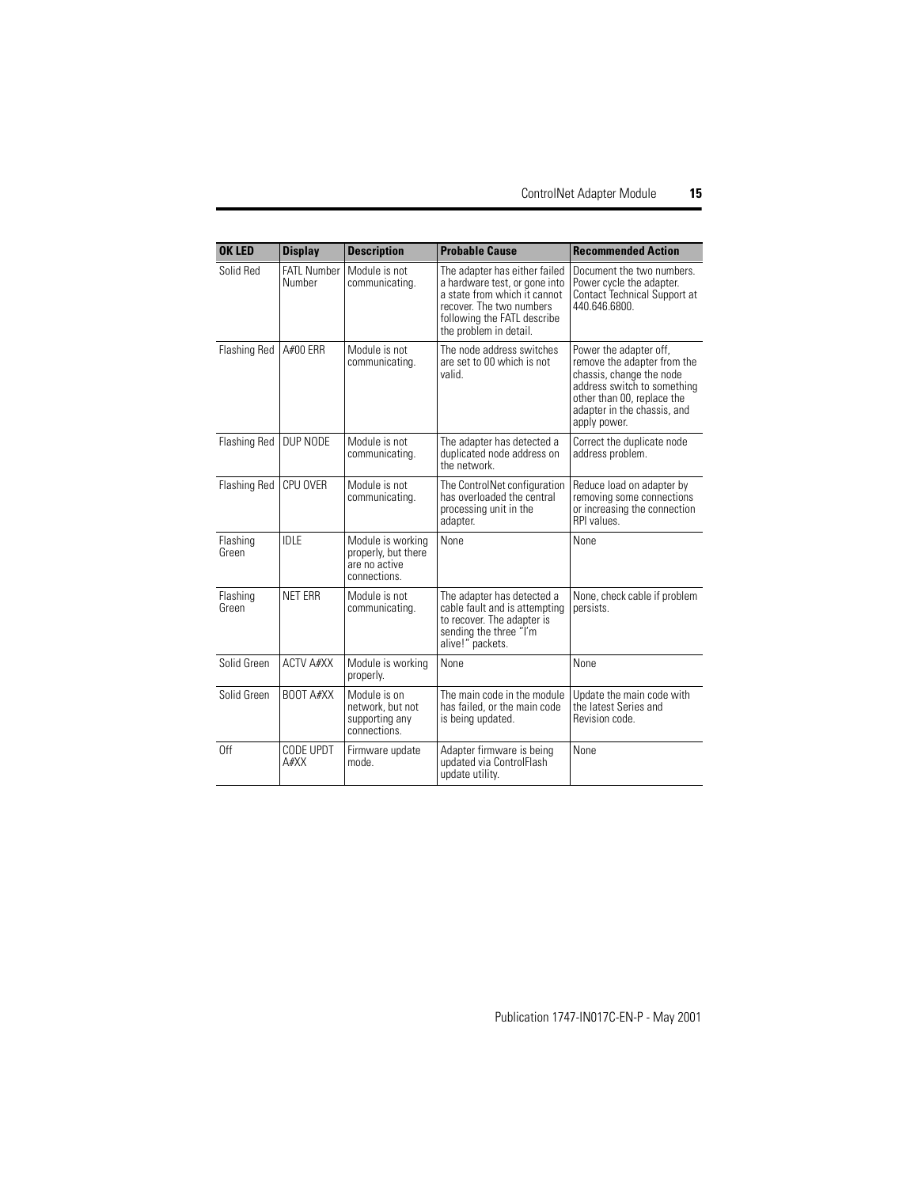| OK LED | Display | Description | Probable Cause | Recommended Action |
|---|---|---|---|---|
| Solid Red | FATL Number Number | Module is not communicating. | The adapter has either failed a hardware test, or gone into a state from which it cannot recover. The two numbers following the FATL describe the problem in detail. | Document the two numbers. Power cycle the adapter. Contact Technical Support at 440.646.6800. |
| Flashing Red | A#00 ERR | Module is not communicating. | The node address switches are set to 00 which is not valid. | Power the adapter off, remove the adapter from the chassis, change the node address switch to something other than 00, replace the adapter in the chassis, and apply power. |
| Flashing Red | DUP NODE | Module is not communicating. | The adapter has detected a duplicated node address on the network. | Correct the duplicate node address problem. |
| Flashing Red | CPU OVER | Module is not communicating. | The ControlNet configuration has overloaded the central processing unit in the adapter. | Reduce load on adapter by removing some connections or increasing the connection RPI values. |
| Flashing Green | IDLE | Module is working properly, but there are no active connections. | None | None |
| Flashing Green | NET ERR | Module is not communicating. | The adapter has detected a cable fault and is attempting to recover. The adapter is sending the three “I’m alive!” packets. | None, check cable if problem persists. |
| Solid Green | ACTV A#XX | Module is working properly. | None | None |
| Solid Green | BOOT A#XX | Module is on network, but not supporting any connections. | The main code in the module has failed, or the main code is being updated. | Update the main code with the latest Series and Revision code. |
| Off | CODE UPDT A#XX | Firmware update mode. | Adapter firmware is being updated via ControlFlash update utility. | None |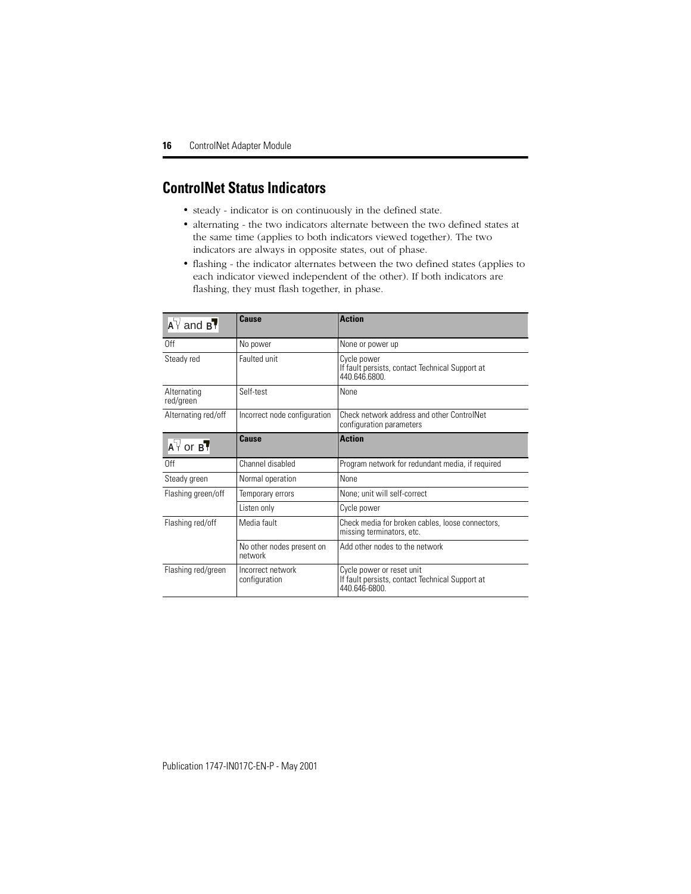## ControlNet Status Indicators

- steady - indicator is on continuously in the defined state.
- alternating - the two indicators alternate between the two defined states at the same time (applies to both indicators viewed together). The two indicators are always in opposite states, out of phase.
- flashing - the indicator alternates between the two defined states (applies to each indicator viewed independent of the other). If both indicators are flashing, they must flash together, in phase.

| A and B | Cause | Action |
| --- | --- | --- |
| Off | No power | None or power up |
| Steady red | Faulted unit | Cycle power<br>If fault persists, contact Technical Support at 440.646.6800. |
| Alternating red/green | Self-test | None |
| Alternating red/off | Incorrect node configuration | Check network address and other ControlNet configuration parameters |
| **A or B** | **Cause** | **Action** |
| Off | Channel disabled | Program network for redundant media, if required |
| Steady green | Normal operation | None |
| Flashing green/off | Temporary errors | None; unit will self-correct |
| | Listen only | Cycle power |
| Flashing red/off | Media fault | Check media for broken cables, loose connectors, missing terminators, etc. |
| | No other nodes present on network | Add other nodes to the network |
| Flashing red/green | Incorrect network configuration | Cycle power or reset unit<br>If fault persists, contact Technical Support at 440.646-6800. |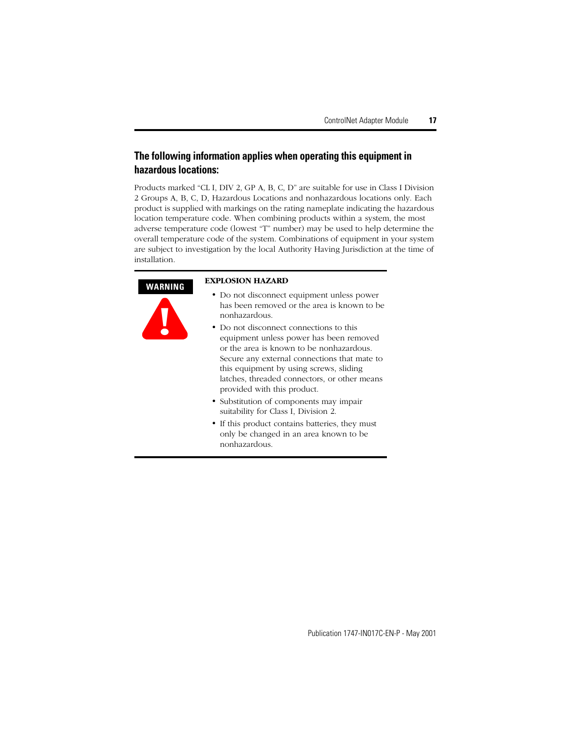## The following information applies when operating this equipment in hazardous locations:

Products marked "CL I, DIV 2, GP A, B, C, D" are suitable for use in Class I Division 2 Groups A, B, C, D, Hazardous Locations and nonhazardous locations only. Each product is supplied with markings on the rating nameplate indicating the hazardous location temperature code. When combining products within a system, the most adverse temperature code (lowest "T" number) may be used to help determine the overall temperature code of the system. Combinations of equipment in your system are subject to investigation by the local Authority Having Jurisdiction at the time of installation.

**WARNING**

**EXPLOSION HAZARD**

- Do not disconnect equipment unless power has been removed or the area is known to be nonhazardous.
- Do not disconnect connections to this equipment unless power has been removed or the area is known to be nonhazardous. Secure any external connections that mate to this equipment by using screws, sliding latches, threaded connectors, or other means provided with this product.
- Substitution of components may impair suitability for Class I, Division 2.
- If this product contains batteries, they must only be changed in an area known to be nonhazardous.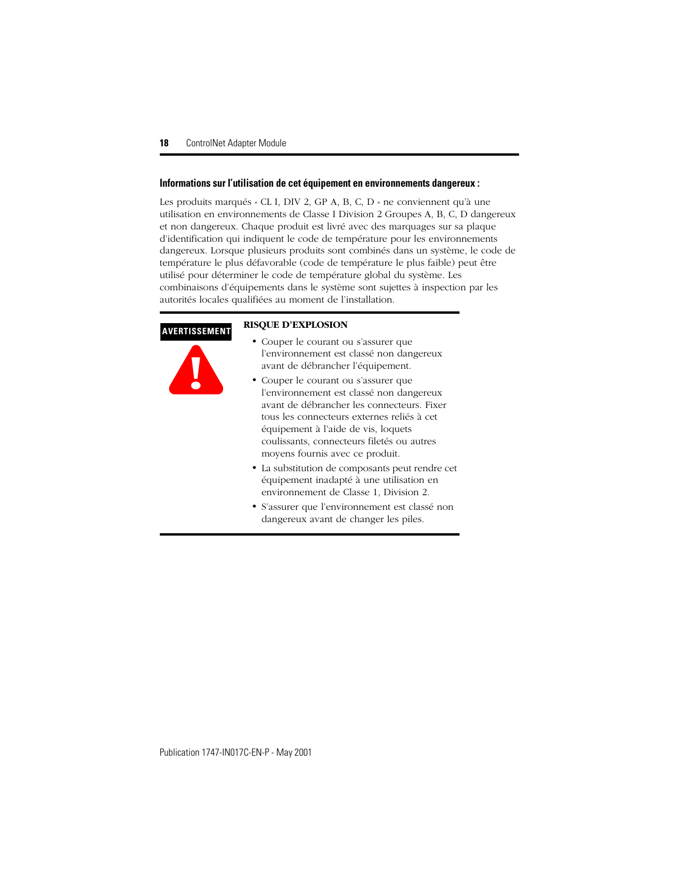## Informations sur l'utilisation de cet équipement en environnements dangereux :

Les produits marqués « CL I, DIV 2, GP A, B, C, D » ne conviennent qu'à une utilisation en environnements de Classe I Division 2 Groupes A, B, C, D dangereux et non dangereux. Chaque produit est livré avec des marquages sur sa plaque d'identification qui indiquent le code de température pour les environnements dangereux. Lorsque plusieurs produits sont combinés dans un système, le code de température le plus défavorable (code de température le plus faible) peut être utilisé pour déterminer le code de température global du système. Les combinaisons d'équipements dans le système sont sujettes à inspection par les autorités locales qualifiées au moment de l'installation.

**AVERTISSEMENT**

**RISQUE D'EXPLOSION**

- Couper le courant ou s'assurer que l'environnement est classé non dangereux avant de débrancher l'équipement.
- Couper le courant ou s'assurer que l'environnement est classé non dangereux avant de débrancher les connecteurs. Fixer tous les connecteurs externes reliés à cet équipement à l'aide de vis, loquets coulissants, connecteurs filetés ou autres moyens fournis avec ce produit.
- La substitution de composants peut rendre cet équipement inadapté à une utilisation en environnement de Classe 1, Division 2.
- S'assurer que l'environnement est classé non dangereux avant de changer les piles.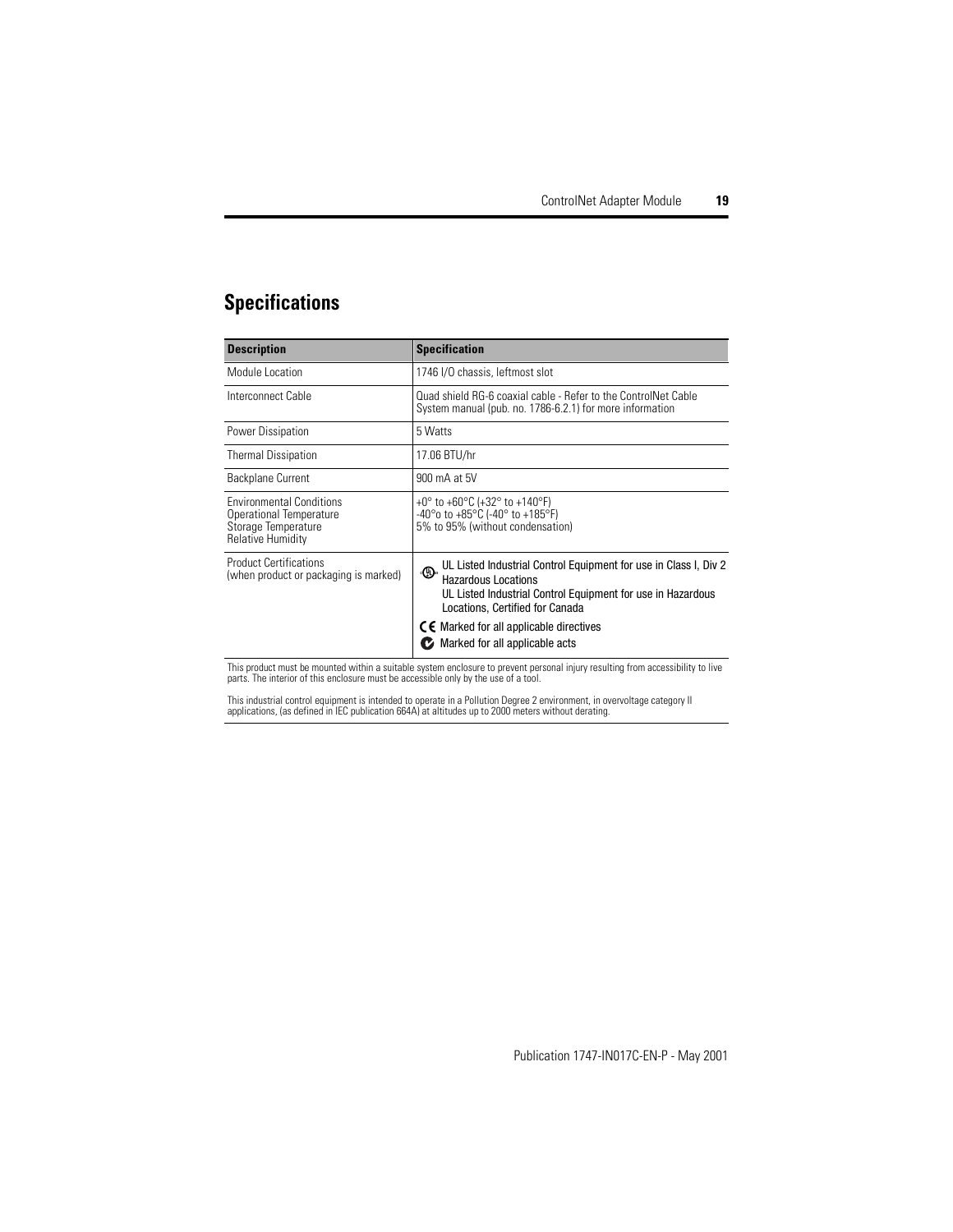## Specifications

| Description | Specification |
| --- | --- |
| Module Location | 1746 I/O chassis, leftmost slot |
| Interconnect Cable | Quad shield RG-6 coaxial cable - Refer to the ControlNet Cable System manual (pub. no. 1786-6.2.1) for more information |
| Power Dissipation | 5 Watts |
| Thermal Dissipation | 17.06 BTU/hr |
| Backplane Current | 900 mA at 5V |
| Environmental Conditions<br>Operational Temperature<br>Storage Temperature<br>Relative Humidity | <br>+0° to +60°C (+32° to +140°F)<br>-40°o to +85°C (-40° to +185°F)<br>5% to 95% (without condensation) |
| Product Certifications<br>(when product or packaging is marked) | UL Listed Industrial Control Equipment for use in Class I, Div 2 Hazardous Locations<br>UL Listed Industrial Control Equipment for use in Hazardous Locations, Certified for Canada<br>CE Marked for all applicable directives<br>Marked for all applicable acts |

This product must be mounted within a suitable system enclosure to prevent personal injury resulting from accessibility to live parts. The interior of this enclosure must be accessible only by the use of a tool.

This industrial control equipment is intended to operate in a Pollution Degree 2 environment, in overvoltage category II applications, (as defined in IEC publication 664A) at altitudes up to 2000 meters without derating.

Publication 1747-IN017C-EN-P - May 2001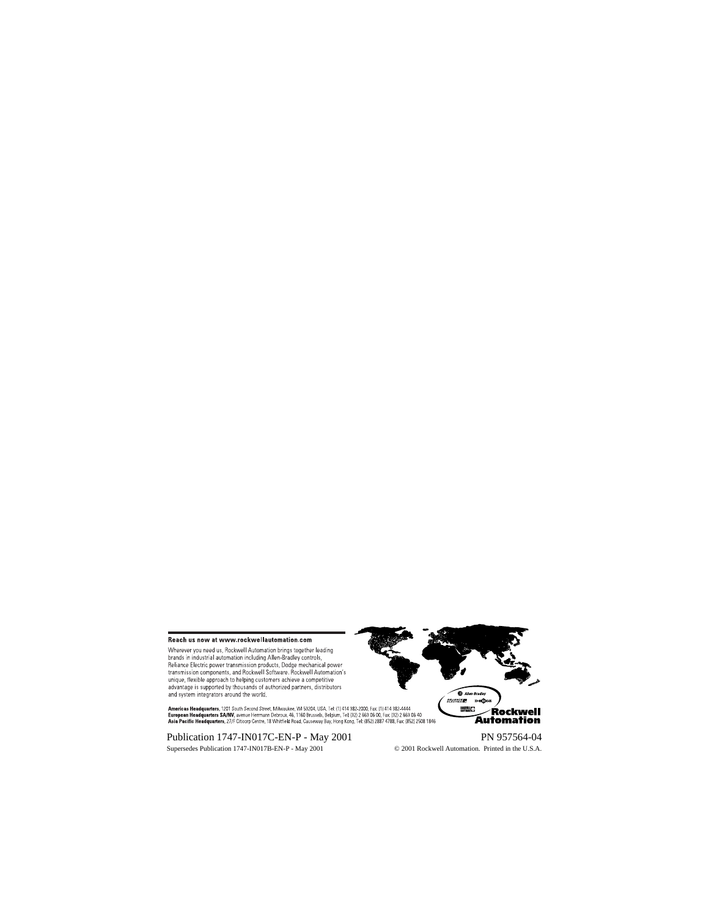**Reach us now at www.rockwellautomation.com**

Wherever you need us, Rockwell Automation brings together leading brands in industrial automation including Allen-Bradley controls, Reliance Electric power transmission products, Dodge mechanical power transmission components, and Rockwell Software. Rockwell Automation's unique, flexible approach to helping customers achieve a competitive advantage is supported by thousands of authorized partners, distributors and system integrators around the world.

**Americas Headquarters**, 1201 South Second Street, Milwaukee, WI 53204, USA, Tel: (1) 414 382-2000, Fax: (1) 414 382-4444
**European Headquarters SA/NV**, avenue Herrmann Debroux, 46, 1160 Brussels, Belgium, Tel: (32) 2 663 06 00, Fax: (32) 2 663 06 40
**Asia Pacific Headquarters**, 27/F Citicorp Centre, 18 Whitfield Road, Causeway Bay, Hong Kong, Tel: (852) 2887 4788, Fax: (852) 2508 1846

Publication 1747-IN017C-EN-P - May 2001 PN 957564-04
Supersedes Publication 1747-IN017B-EN-P - May 2001 © 2001 Rockwell Automation. Printed in the U.S.A.